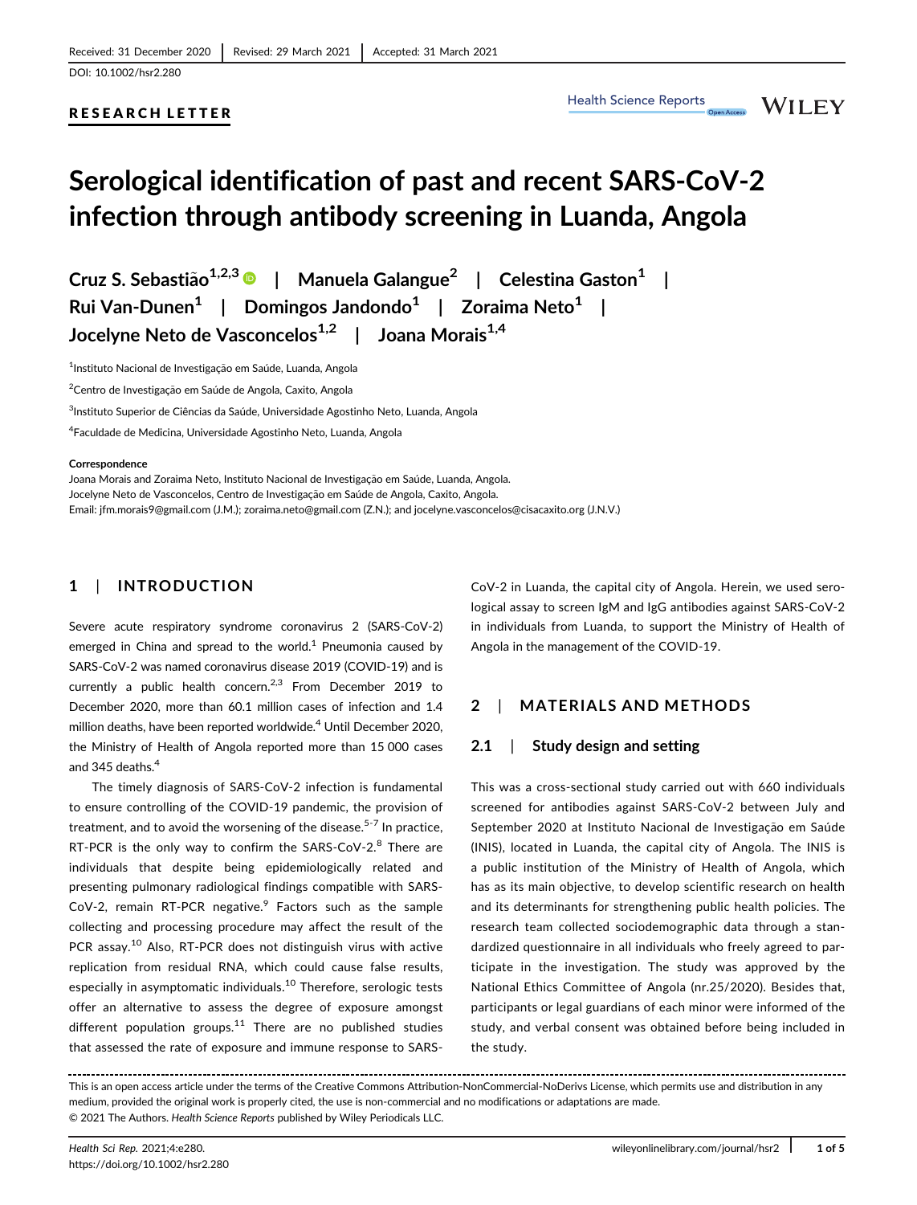Received: 31 December 2020 | Revised: 29 March 2021 | Accepted: 31 March 2021

DOI: 10.1002/hsr2.280

RESEARCH LETTER

# Serological identification of past and recent SARS-CoV-2 infection through antibody screening in Luanda, Angola

Cruz S. Sebastião[1,2,3] | Manuela Galangue[2] | Celestina Gaston[1] | Rui Van-Dunen[1] | Domingos Jandondo[1] | Zoraima Neto[1] | Jocelyne Neto de Vasconcelos[1,2] | Joana Morais[1,4]

[1]Instituto Nacional de Investigação em Saúde, Luanda, Angola

[2]Centro de Investigação em Saúde de Angola, Caxito, Angola

[3]Instituto Superior de Ciências da Saúde, Universidade Agostinho Neto, Luanda, Angola

[4]Faculdade de Medicina, Universidade Agostinho Neto, Luanda, Angola

**Correspondence**

Joana Morais and Zoraima Neto, Instituto Nacional de Investigação em Saúde, Luanda, Angola.
Jocelyne Neto de Vasconcelos, Centro de Investigação em Saúde de Angola, Caxito, Angola.
Email: jfm.morais9@gmail.com (J.M.); zoraima.neto@gmail.com (Z.N.); and jocelyne.vasconcelos@cisacaxito.org (J.N.V.)

## 1 | INTRODUCTION

Severe acute respiratory syndrome coronavirus 2 (SARS-CoV-2) emerged in China and spread to the world.[1] Pneumonia caused by SARS-CoV-2 was named coronavirus disease 2019 (COVID-19) and is currently a public health concern.[2,3] From December 2019 to December 2020, more than 60.1 million cases of infection and 1.4 million deaths, have been reported worldwide.[4] Until December 2020, the Ministry of Health of Angola reported more than 15 000 cases and 345 deaths.[4]

The timely diagnosis of SARS-CoV-2 infection is fundamental to ensure controlling of the COVID-19 pandemic, the provision of treatment, and to avoid the worsening of the disease.[5-7] In practice, RT-PCR is the only way to confirm the SARS-CoV-2.[8] There are individuals that despite being epidemiologically related and presenting pulmonary radiological findings compatible with SARS-CoV-2, remain RT-PCR negative.[9] Factors such as the sample collecting and processing procedure may affect the result of the PCR assay.[10] Also, RT-PCR does not distinguish virus with active replication from residual RNA, which could cause false results, especially in asymptomatic individuals.[10] Therefore, serologic tests offer an alternative to assess the degree of exposure amongst different population groups.[11] There are no published studies that assessed the rate of exposure and immune response to SARS-CoV-2 in Luanda, the capital city of Angola. Herein, we used serological assay to screen IgM and IgG antibodies against SARS-CoV-2 in individuals from Luanda, to support the Ministry of Health of Angola in the management of the COVID-19.

## 2 | MATERIALS AND METHODS

### 2.1 | Study design and setting

This was a cross-sectional study carried out with 660 individuals screened for antibodies against SARS-CoV-2 between July and September 2020 at Instituto Nacional de Investigação em Saúde (INIS), located in Luanda, the capital city of Angola. The INIS is a public institution of the Ministry of Health of Angola, which has as its main objective, to develop scientific research on health and its determinants for strengthening public health policies. The research team collected sociodemographic data through a standardized questionnaire in all individuals who freely agreed to participate in the investigation. The study was approved by the National Ethics Committee of Angola (nr.25/2020). Besides that, participants or legal guardians of each minor were informed of the study, and verbal consent was obtained before being included in the study.

This is an open access article under the terms of the Creative Commons Attribution-NonCommercial-NoDerivs License, which permits use and distribution in any medium, provided the original work is properly cited, the use is non-commercial and no modifications or adaptations are made.
© 2021 The Authors. *Health Science Reports* published by Wiley Periodicals LLC.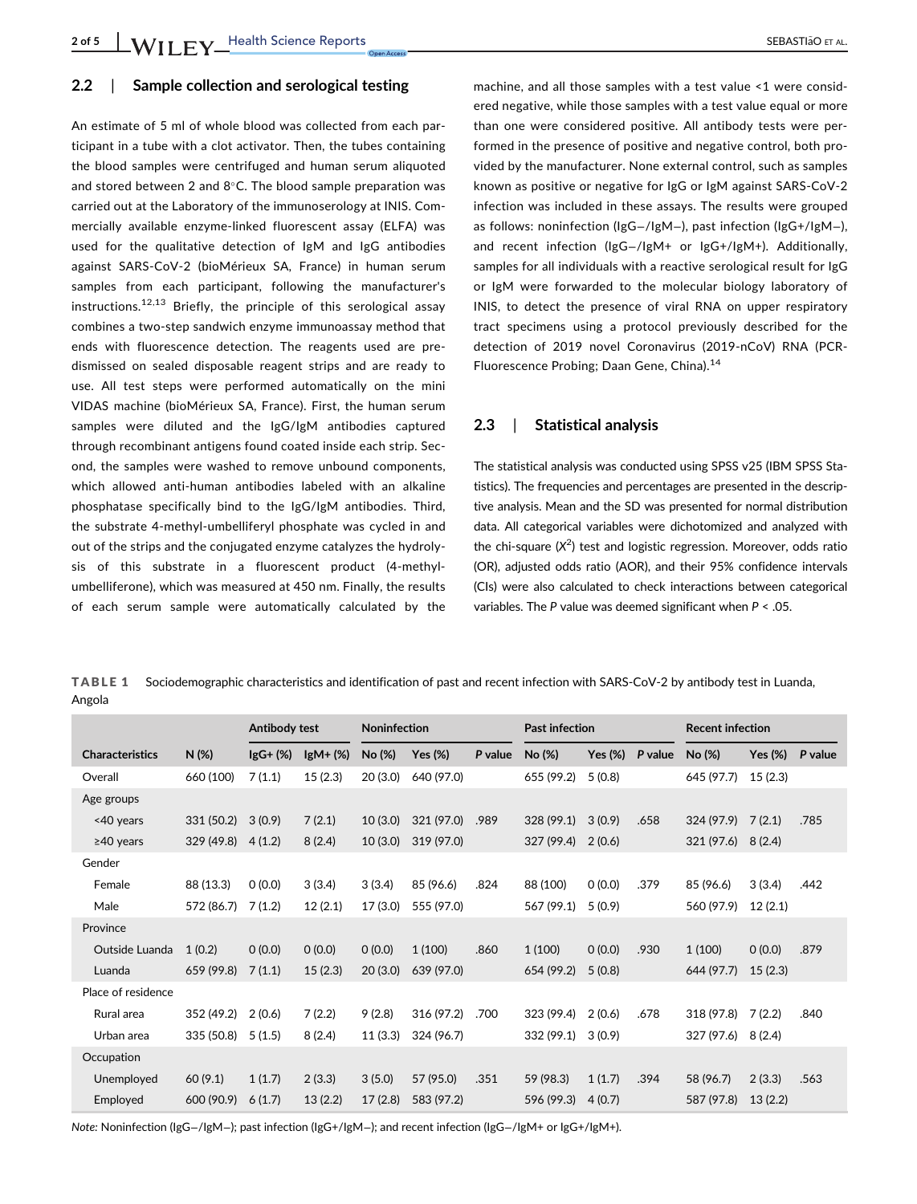### 2.2 | Sample collection and serological testing

An estimate of 5 ml of whole blood was collected from each participant in a tube with a clot activator. Then, the tubes containing the blood samples were centrifuged and human serum aliquoted and stored between 2 and 8°C. The blood sample preparation was carried out at the Laboratory of the immunoserology at INIS. Commercially available enzyme-linked fluorescent assay (ELFA) was used for the qualitative detection of IgM and IgG antibodies against SARS-CoV-2 (bioMérieux SA, France) in human serum samples from each participant, following the manufacturer's instructions.[12,13] Briefly, the principle of this serological assay combines a two-step sandwich enzyme immunoassay method that ends with fluorescence detection. The reagents used are predismissed on sealed disposable reagent strips and are ready to use. All test steps were performed automatically on the mini VIDAS machine (bioMérieux SA, France). First, the human serum samples were diluted and the IgG/IgM antibodies captured through recombinant antigens found coated inside each strip. Second, the samples were washed to remove unbound components, which allowed anti-human antibodies labeled with an alkaline phosphatase specifically bind to the IgG/IgM antibodies. Third, the substrate 4-methyl-umbelliferyl phosphate was cycled in and out of the strips and the conjugated enzyme catalyzes the hydrolysis of this substrate in a fluorescent product (4-methyl-umbelliferone), which was measured at 450 nm. Finally, the results of each serum sample were automatically calculated by the machine, and all those samples with a test value <1 were considered negative, while those samples with a test value equal or more than one were considered positive. All antibody tests were performed in the presence of positive and negative control, both provided by the manufacturer. None external control, such as samples known as positive or negative for IgG or IgM against SARS-CoV-2 infection was included in these assays. The results were grouped as follows: noninfection (IgG−/IgM−), past infection (IgG+/IgM−), and recent infection (IgG−/IgM+ or IgG+/IgM+). Additionally, samples for all individuals with a reactive serological result for IgG or IgM were forwarded to the molecular biology laboratory of INIS, to detect the presence of viral RNA on upper respiratory tract specimens using a protocol previously described for the detection of 2019 novel Coronavirus (2019-nCoV) RNA (PCR-Fluorescence Probing; Daan Gene, China).[14]

### 2.3 | Statistical analysis

The statistical analysis was conducted using SPSS v25 (IBM SPSS Statistics). The frequencies and percentages are presented in the descriptive analysis. Mean and the SD was presented for normal distribution data. All categorical variables were dichotomized and analyzed with the chi-square ($X^2$) test and logistic regression. Moreover, odds ratio (OR), adjusted odds ratio (AOR), and their 95% confidence intervals (CIs) were also calculated to check interactions between categorical variables. The *P* value was deemed significant when *P* < .05.

**TABLE 1** Sociodemographic characteristics and identification of past and recent infection with SARS-CoV-2 by antibody test in Luanda, Angola

| | | Antibody test | | Noninfection | | | Past infection | | | Recent infection | | |
|---|---|---|---|---|---|---|---|---|---|---|---|---|
| Characteristics | N (%) | IgG+ (%) | IgM+ (%) | No (%) | Yes (%) | *P* value | No (%) | Yes (%) | *P* value | No (%) | Yes (%) | *P* value |
| Overall | 660 (100) | 7 (1.1) | 15 (2.3) | 20 (3.0) | 640 (97.0) | | 655 (99.2) | 5 (0.8) | | 645 (97.7) | 15 (2.3) | |
| Age groups | | | | | | | | | | | | |
| <40 years | 331 (50.2) | 3 (0.9) | 7 (2.1) | 10 (3.0) | 321 (97.0) | .989 | 328 (99.1) | 3 (0.9) | .658 | 324 (97.9) | 7 (2.1) | .785 |
| ≥40 years | 329 (49.8) | 4 (1.2) | 8 (2.4) | 10 (3.0) | 319 (97.0) | | 327 (99.4) | 2 (0.6) | | 321 (97.6) | 8 (2.4) | |
| Gender | | | | | | | | | | | | |
| Female | 88 (13.3) | 0 (0.0) | 3 (3.4) | 3 (3.4) | 85 (96.6) | .824 | 88 (100) | 0 (0.0) | .379 | 85 (96.6) | 3 (3.4) | .442 |
| Male | 572 (86.7) | 7 (1.2) | 12 (2.1) | 17 (3.0) | 555 (97.0) | | 567 (99.1) | 5 (0.9) | | 560 (97.9) | 12 (2.1) | |
| Province | | | | | | | | | | | | |
| Outside Luanda | 1 (0.2) | 0 (0.0) | 0 (0.0) | 0 (0.0) | 1 (100) | .860 | 1 (100) | 0 (0.0) | .930 | 1 (100) | 0 (0.0) | .879 |
| Luanda | 659 (99.8) | 7 (1.1) | 15 (2.3) | 20 (3.0) | 639 (97.0) | | 654 (99.2) | 5 (0.8) | | 644 (97.7) | 15 (2.3) | |
| Place of residence | | | | | | | | | | | | |
| Rural area | 352 (49.2) | 2 (0.6) | 7 (2.2) | 9 (2.8) | 316 (97.2) | .700 | 323 (99.4) | 2 (0.6) | .678 | 318 (97.8) | 7 (2.2) | .840 |
| Urban area | 335 (50.8) | 5 (1.5) | 8 (2.4) | 11 (3.3) | 324 (96.7) | | 332 (99.1) | 3 (0.9) | | 327 (97.6) | 8 (2.4) | |
| Occupation | | | | | | | | | | | | |
| Unemployed | 60 (9.1) | 1 (1.7) | 2 (3.3) | 3 (5.0) | 57 (95.0) | .351 | 59 (98.3) | 1 (1.7) | .394 | 58 (96.7) | 2 (3.3) | .563 |
| Employed | 600 (90.9) | 6 (1.7) | 13 (2.2) | 17 (2.8) | 583 (97.2) | | 596 (99.3) | 4 (0.7) | | 587 (97.8) | 13 (2.2) | |

*Note:* Noninfection (IgG−/IgM−); past infection (IgG+/IgM−); and recent infection (IgG−/IgM+ or IgG+/IgM+).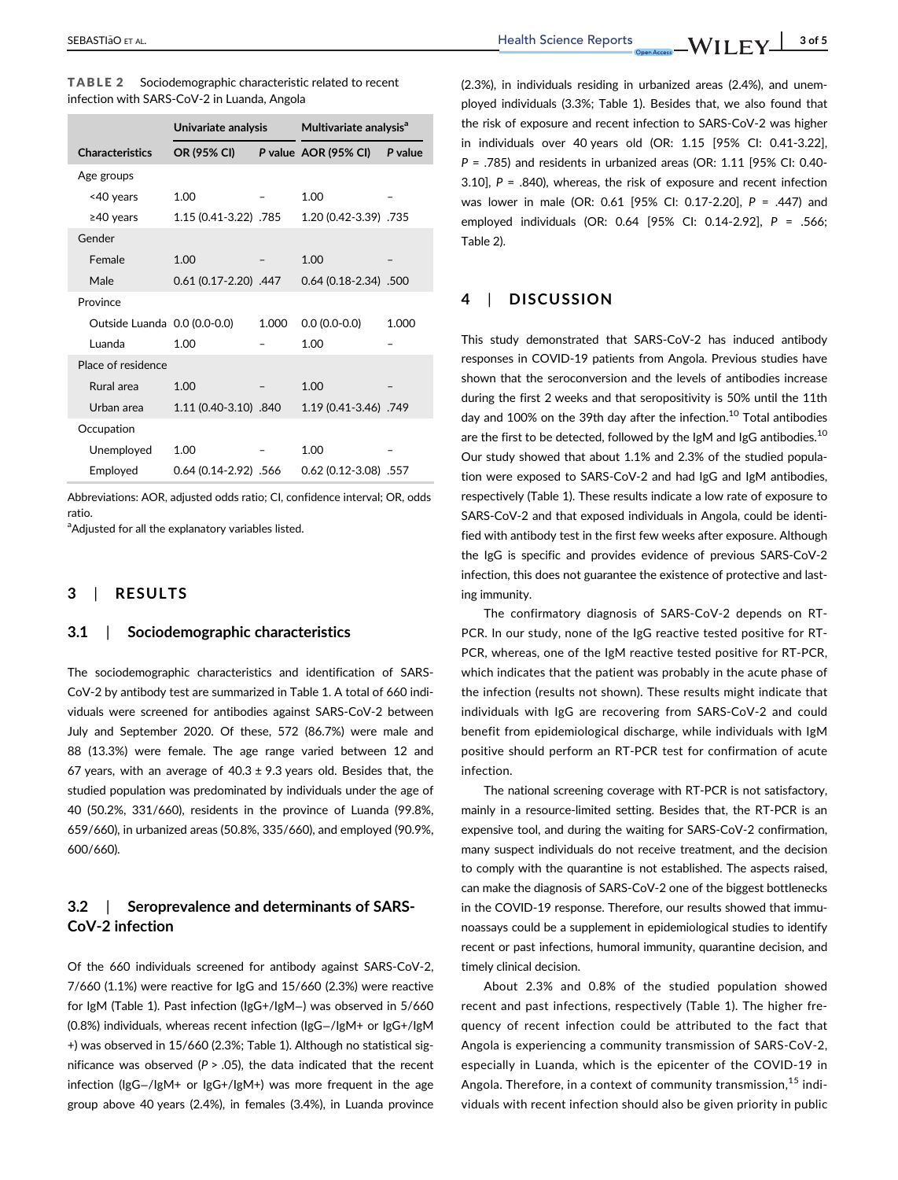**TABLE 2** Sociodemographic characteristic related to recent infection with SARS-CoV-2 in Luanda, Angola

| | Univariate analysis | | Multivariate analysis[a] | |
|---|---|---|---|---|
| Characteristics | OR (95% CI) | P value | AOR (95% CI) | P value |
| Age groups | | | | |
| <40 years | 1.00 | – | 1.00 | – |
| ≥40 years | 1.15 (0.41-3.22) | .785 | 1.20 (0.42-3.39) | .735 |
| Gender | | | | |
| Female | 1.00 | – | 1.00 | – |
| Male | 0.61 (0.17-2.20) | .447 | 0.64 (0.18-2.34) | .500 |
| Province | | | | |
| Outside Luanda | 0.0 (0.0-0.0) | 1.000 | 0.0 (0.0-0.0) | 1.000 |
| Luanda | 1.00 | – | 1.00 | – |
| Place of residence | | | | |
| Rural area | 1.00 | – | 1.00 | – |
| Urban area | 1.11 (0.40-3.10) | .840 | 1.19 (0.41-3.46) | .749 |
| Occupation | | | | |
| Unemployed | 1.00 | – | 1.00 | – |
| Employed | 0.64 (0.14-2.92) | .566 | 0.62 (0.12-3.08) | .557 |

Abbreviations: AOR, adjusted odds ratio; CI, confidence interval; OR, odds ratio.

[a]Adjusted for all the explanatory variables listed.

## 3 | RESULTS

### 3.1 | Sociodemographic characteristics

The sociodemographic characteristics and identification of SARS-CoV-2 by antibody test are summarized in Table 1. A total of 660 individuals were screened for antibodies against SARS-CoV-2 between July and September 2020. Of these, 572 (86.7%) were male and 88 (13.3%) were female. The age range varied between 12 and 67 years, with an average of 40.3 ± 9.3 years old. Besides that, the studied population was predominated by individuals under the age of 40 (50.2%, 331/660), residents in the province of Luanda (99.8%, 659/660), in urbanized areas (50.8%, 335/660), and employed (90.9%, 600/660).

### 3.2 | Seroprevalence and determinants of SARS-CoV-2 infection

Of the 660 individuals screened for antibody against SARS-CoV-2, 7/660 (1.1%) were reactive for IgG and 15/660 (2.3%) were reactive for IgM (Table 1). Past infection (IgG+/IgM−) was observed in 5/660 (0.8%) individuals, whereas recent infection (IgG−/IgM+ or IgG+/IgM+) was observed in 15/660 (2.3%; Table 1). Although no statistical significance was observed ($P > .05$), the data indicated that the recent infection (IgG−/IgM+ or IgG+/IgM+) was more frequent in the age group above 40 years (2.4%), in females (3.4%), in Luanda province (2.3%), in individuals residing in urbanized areas (2.4%), and unemployed individuals (3.3%; Table 1). Besides that, we also found that the risk of exposure and recent infection to SARS-CoV-2 was higher in individuals over 40 years old (OR: 1.15 [95% CI: 0.41-3.22], $P = .785$) and residents in urbanized areas (OR: 1.11 [95% CI: 0.40-3.10], $P = .840$), whereas, the risk of exposure and recent infection was lower in male (OR: 0.61 [95% CI: 0.17-2.20], $P = .447$) and employed individuals (OR: 0.64 [95% CI: 0.14-2.92], $P = .566$; Table 2).

## 4 | DISCUSSION

This study demonstrated that SARS-CoV-2 has induced antibody responses in COVID-19 patients from Angola. Previous studies have shown that the seroconversion and the levels of antibodies increase during the first 2 weeks and that seropositivity is 50% until the 11th day and 100% on the 39th day after the infection.[10] Total antibodies are the first to be detected, followed by the IgM and IgG antibodies.[10] Our study showed that about 1.1% and 2.3% of the studied population were exposed to SARS-CoV-2 and had IgG and IgM antibodies, respectively (Table 1). These results indicate a low rate of exposure to SARS-CoV-2 and that exposed individuals in Angola, could be identified with antibody test in the first few weeks after exposure. Although the IgG is specific and provides evidence of previous SARS-CoV-2 infection, this does not guarantee the existence of protective and lasting immunity.

The confirmatory diagnosis of SARS-CoV-2 depends on RT-PCR. In our study, none of the IgG reactive tested positive for RT-PCR, whereas, one of the IgM reactive tested positive for RT-PCR, which indicates that the patient was probably in the acute phase of the infection (results not shown). These results might indicate that individuals with IgG are recovering from SARS-CoV-2 and could benefit from epidemiological discharge, while individuals with IgM positive should perform an RT-PCR test for confirmation of acute infection.

The national screening coverage with RT-PCR is not satisfactory, mainly in a resource-limited setting. Besides that, the RT-PCR is an expensive tool, and during the waiting for SARS-CoV-2 confirmation, many suspect individuals do not receive treatment, and the decision to comply with the quarantine is not established. The aspects raised, can make the diagnosis of SARS-CoV-2 one of the biggest bottlenecks in the COVID-19 response. Therefore, our results showed that immunoassays could be a supplement in epidemiological studies to identify recent or past infections, humoral immunity, quarantine decision, and timely clinical decision.

About 2.3% and 0.8% of the studied population showed recent and past infections, respectively (Table 1). The higher frequency of recent infection could be attributed to the fact that Angola is experiencing a community transmission of SARS-CoV-2, especially in Luanda, which is the epicenter of the COVID-19 in Angola. Therefore, in a context of community transmission,[15] individuals with recent infection should also be given priority in public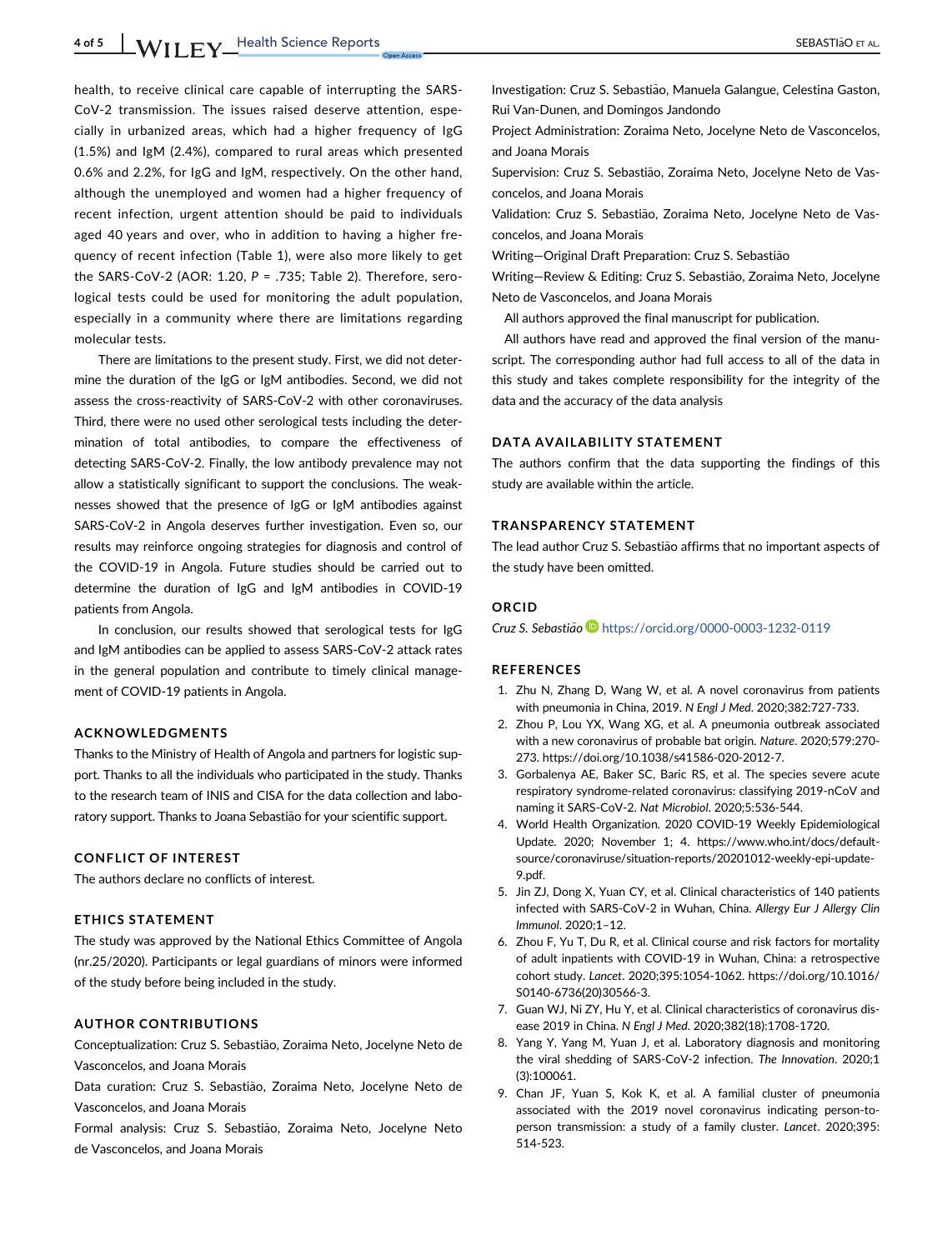health, to receive clinical care capable of interrupting the SARS-CoV-2 transmission. The issues raised deserve attention, especially in urbanized areas, which had a higher frequency of IgG (1.5%) and IgM (2.4%), compared to rural areas which presented 0.6% and 2.2%, for IgG and IgM, respectively. On the other hand, although the unemployed and women had a higher frequency of recent infection, urgent attention should be paid to individuals aged 40 years and over, who in addition to having a higher frequency of recent infection (Table 1), were also more likely to get the SARS-CoV-2 (AOR: 1.20, $P = .735$; Table 2). Therefore, serological tests could be used for monitoring the adult population, especially in a community where there are limitations regarding molecular tests.

There are limitations to the present study. First, we did not determine the duration of the IgG or IgM antibodies. Second, we did not assess the cross-reactivity of SARS-CoV-2 with other coronaviruses. Third, there were no used other serological tests including the determination of total antibodies, to compare the effectiveness of detecting SARS-CoV-2. Finally, the low antibody prevalence may not allow a statistically significant to support the conclusions. The weaknesses showed that the presence of IgG or IgM antibodies against SARS-CoV-2 in Angola deserves further investigation. Even so, our results may reinforce ongoing strategies for diagnosis and control of the COVID-19 in Angola. Future studies should be carried out to determine the duration of IgG and IgM antibodies in COVID-19 patients from Angola.

In conclusion, our results showed that serological tests for IgG and IgM antibodies can be applied to assess SARS-CoV-2 attack rates in the general population and contribute to timely clinical management of COVID-19 patients in Angola.

## ACKNOWLEDGMENTS

Thanks to the Ministry of Health of Angola and partners for logistic support. Thanks to all the individuals who participated in the study. Thanks to the research team of INIS and CISA for the data collection and laboratory support. Thanks to Joana Sebastião for your scientific support.

## CONFLICT OF INTEREST

The authors declare no conflicts of interest.

## ETHICS STATEMENT

The study was approved by the National Ethics Committee of Angola (nr.25/2020). Participants or legal guardians of minors were informed of the study before being included in the study.

## AUTHOR CONTRIBUTIONS

Conceptualization: Cruz S. Sebastião, Zoraima Neto, Jocelyne Neto de Vasconcelos, and Joana Morais

Data curation: Cruz S. Sebastião, Zoraima Neto, Jocelyne Neto de Vasconcelos, and Joana Morais

Formal analysis: Cruz S. Sebastião, Zoraima Neto, Jocelyne Neto de Vasconcelos, and Joana Morais

Investigation: Cruz S. Sebastião, Manuela Galangue, Celestina Gaston, Rui Van-Dunen, and Domingos Jandondo

Project Administration: Zoraima Neto, Jocelyne Neto de Vasconcelos, and Joana Morais

Supervision: Cruz S. Sebastião, Zoraima Neto, Jocelyne Neto de Vasconcelos, and Joana Morais

Validation: Cruz S. Sebastião, Zoraima Neto, Jocelyne Neto de Vasconcelos, and Joana Morais

Writing—Original Draft Preparation: Cruz S. Sebastião

Writing—Review & Editing: Cruz S. Sebastião, Zoraima Neto, Jocelyne Neto de Vasconcelos, and Joana Morais

All authors approved the final manuscript for publication.

All authors have read and approved the final version of the manuscript. The corresponding author had full access to all of the data in this study and takes complete responsibility for the integrity of the data and the accuracy of the data analysis

## DATA AVAILABILITY STATEMENT

The authors confirm that the data supporting the findings of this study are available within the article.

## TRANSPARENCY STATEMENT

The lead author Cruz S. Sebastião affirms that no important aspects of the study have been omitted.

## ORCID

*Cruz S. Sebastião* https://orcid.org/0000-0003-1232-0119

## REFERENCES

1. Zhu N, Zhang D, Wang W, et al. A novel coronavirus from patients with pneumonia in China, 2019. *N Engl J Med*. 2020;382:727-733.
2. Zhou P, Lou YX, Wang XG, et al. A pneumonia outbreak associated with a new coronavirus of probable bat origin. *Nature*. 2020;579:270-273. https://doi.org/10.1038/s41586-020-2012-7.
3. Gorbalenya AE, Baker SC, Baric RS, et al. The species severe acute respiratory syndrome-related coronavirus: classifying 2019-nCoV and naming it SARS-CoV-2. *Nat Microbiol*. 2020;5:536-544.
4. World Health Organization. 2020 COVID-19 Weekly Epidemiological Update. 2020; November 1; 4. https://www.who.int/docs/default-source/coronaviruse/situation-reports/20201012-weekly-epi-update-9.pdf.
5. Jin ZJ, Dong X, Yuan CY, et al. Clinical characteristics of 140 patients infected with SARS-CoV-2 in Wuhan, China. *Allergy Eur J Allergy Clin Immunol*. 2020;1–12.
6. Zhou F, Yu T, Du R, et al. Clinical course and risk factors for mortality of adult inpatients with COVID-19 in Wuhan, China: a retrospective cohort study. *Lancet*. 2020;395:1054-1062. https://doi.org/10.1016/S0140-6736(20)30566-3.
7. Guan WJ, Ni ZY, Hu Y, et al. Clinical characteristics of coronavirus disease 2019 in China. *N Engl J Med*. 2020;382(18):1708-1720.
8. Yang Y, Yang M, Yuan J, et al. Laboratory diagnosis and monitoring the viral shedding of SARS-CoV-2 infection. *The Innovation*. 2020;1(3):100061.
9. Chan JF, Yuan S, Kok K, et al. A familial cluster of pneumonia associated with the 2019 novel coronavirus indicating person-to-person transmission: a study of a family cluster. *Lancet*. 2020;395:514-523.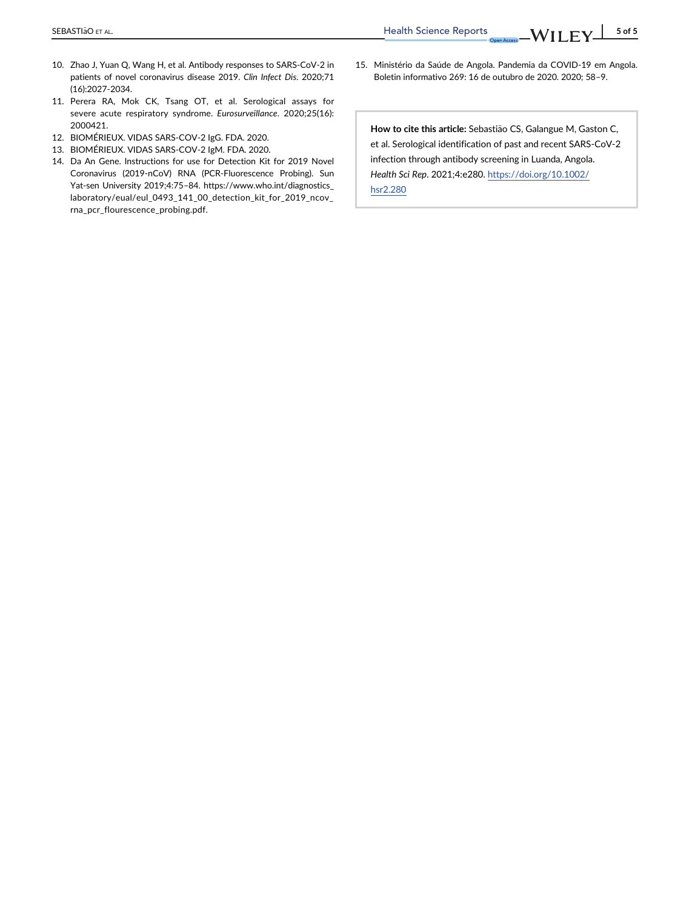10. Zhao J, Yuan Q, Wang H, et al. Antibody responses to SARS-CoV-2 in patients of novel coronavirus disease 2019. *Clin Infect Dis*. 2020;71(16):2027-2034.
11. Perera RA, Mok CK, Tsang OT, et al. Serological assays for severe acute respiratory syndrome. *Eurosurveillance*. 2020;25(16): 2000421.
12. BIOMÉRIEUX. VIDAS SARS-COV-2 IgG. FDA. 2020.
13. BIOMÉRIEUX. VIDAS SARS-COV-2 IgM. FDA. 2020.
14. Da An Gene. Instructions for use for Detection Kit for 2019 Novel Coronavirus (2019-nCoV) RNA (PCR-Fluorescence Probing). Sun Yat-sen University 2019;4:75–84. https://www.who.int/diagnostics_laboratory/eual/eul_0493_141_00_detection_kit_for_2019_ncov_rna_pcr_flourescence_probing.pdf.
15. Ministério da Saúde de Angola. Pandemia da COVID-19 em Angola. Boletin informativo 269: 16 de outubro de 2020. 2020; 58–9.

**How to cite this article:** Sebastião CS, Galangue M, Gaston C, et al. Serological identification of past and recent SARS-CoV-2 infection through antibody screening in Luanda, Angola. *Health Sci Rep*. 2021;4:e280. https://doi.org/10.1002/hsr2.280